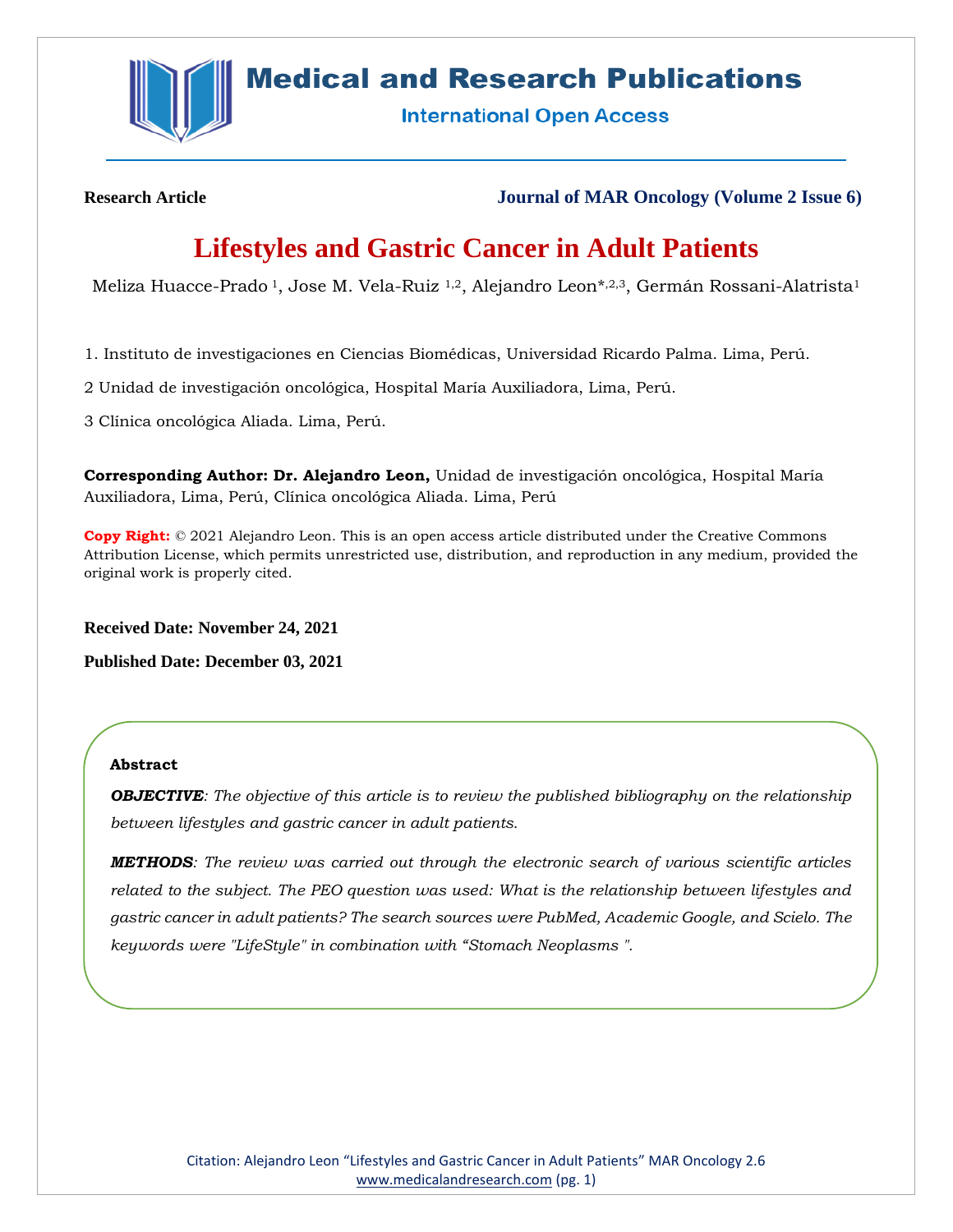Research Article

Journal of MAR Oncology (Volume 2 Issue 6)

# Lifestyles and Gastric Cancer in Adult Patients

Meliza Huacce-Prado [1], Jose M. Vela-Ruiz [1,2], Alejandro Leon*[,2,3], Germán Rossani-Alatrista[1]

1. Instituto de investigaciones en Ciencias Biomédicas, Universidad Ricardo Palma. Lima, Perú.

2 Unidad de investigación oncológica, Hospital María Auxiliadora, Lima, Perú.

3 Clínica oncológica Aliada. Lima, Perú.

**Corresponding Author: Dr. Alejandro Leon,** Unidad de investigación oncológica, Hospital María Auxiliadora, Lima, Perú, Clínica oncológica Aliada. Lima, Perú

**Copy Right:** © 2021 Alejandro Leon. This is an open access article distributed under the Creative Commons Attribution License, which permits unrestricted use, distribution, and reproduction in any medium, provided the original work is properly cited.

**Received Date: November 24, 2021**

**Published Date: December 03, 2021**

**Abstract**

***OBJECTIVE****: The objective of this article is to review the published bibliography on the relationship between lifestyles and gastric cancer in adult patients.*

***METHODS****: The review was carried out through the electronic search of various scientific articles related to the subject. The PEO question was used: What is the relationship between lifestyles and gastric cancer in adult patients? The search sources were PubMed, Academic Google, and Scielo. The keywords were "LifeStyle" in combination with "Stomach Neoplasms ".*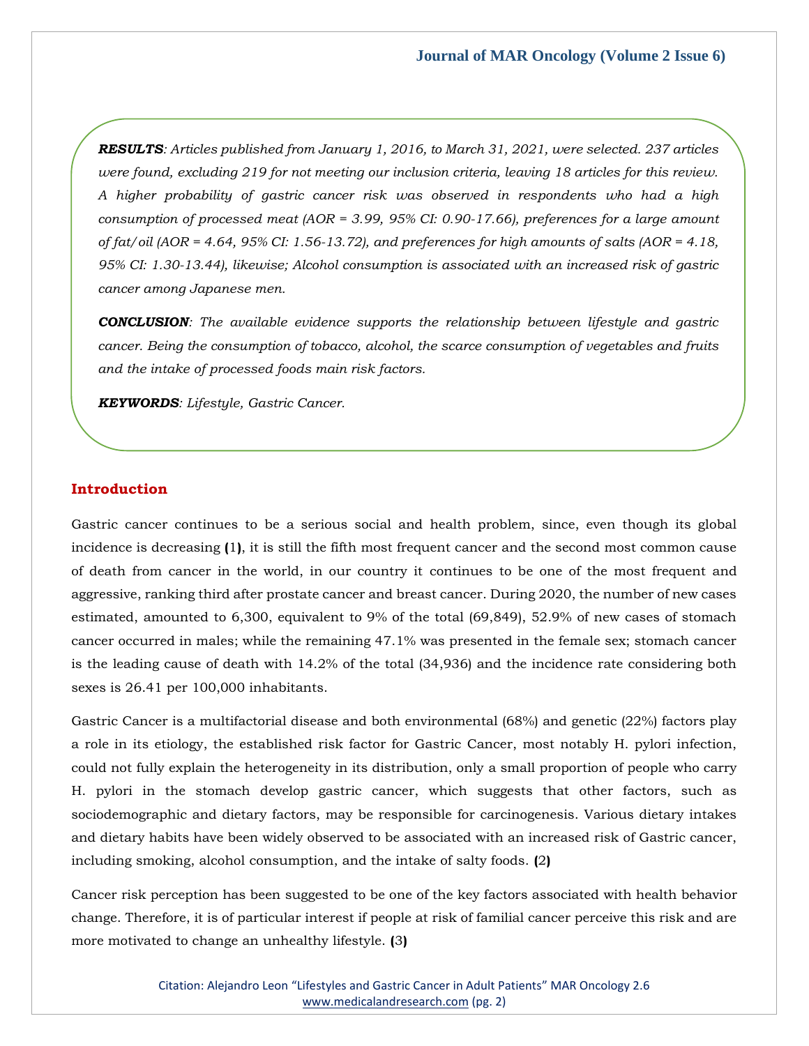***RESULTS****: Articles published from January 1, 2016, to March 31, 2021, were selected. 237 articles were found, excluding 219 for not meeting our inclusion criteria, leaving 18 articles for this review. A higher probability of gastric cancer risk was observed in respondents who had a high consumption of processed meat (AOR = 3.99, 95% CI: 0.90-17.66), preferences for a large amount of fat/oil (AOR = 4.64, 95% CI: 1.56-13.72), and preferences for high amounts of salts (AOR = 4.18, 95% CI: 1.30-13.44), likewise; Alcohol consumption is associated with an increased risk of gastric cancer among Japanese men.*

***CONCLUSION****: The available evidence supports the relationship between lifestyle and gastric cancer. Being the consumption of tobacco, alcohol, the scarce consumption of vegetables and fruits and the intake of processed foods main risk factors.*

***KEYWORDS****: Lifestyle, Gastric Cancer.*

## Introduction

Gastric cancer continues to be a serious social and health problem, since, even though its global incidence is decreasing **(**1**)**, it is still the fifth most frequent cancer and the second most common cause of death from cancer in the world, in our country it continues to be one of the most frequent and aggressive, ranking third after prostate cancer and breast cancer. During 2020, the number of new cases estimated, amounted to 6,300, equivalent to 9% of the total (69,849), 52.9% of new cases of stomach cancer occurred in males; while the remaining 47.1% was presented in the female sex; stomach cancer is the leading cause of death with 14.2% of the total (34,936) and the incidence rate considering both sexes is 26.41 per 100,000 inhabitants.

Gastric Cancer is a multifactorial disease and both environmental (68%) and genetic (22%) factors play a role in its etiology, the established risk factor for Gastric Cancer, most notably H. pylori infection, could not fully explain the heterogeneity in its distribution, only a small proportion of people who carry H. pylori in the stomach develop gastric cancer, which suggests that other factors, such as sociodemographic and dietary factors, may be responsible for carcinogenesis. Various dietary intakes and dietary habits have been widely observed to be associated with an increased risk of Gastric cancer, including smoking, alcohol consumption, and the intake of salty foods. **(**2**)**

Cancer risk perception has been suggested to be one of the key factors associated with health behavior change. Therefore, it is of particular interest if people at risk of familial cancer perceive this risk and are more motivated to change an unhealthy lifestyle. **(**3**)**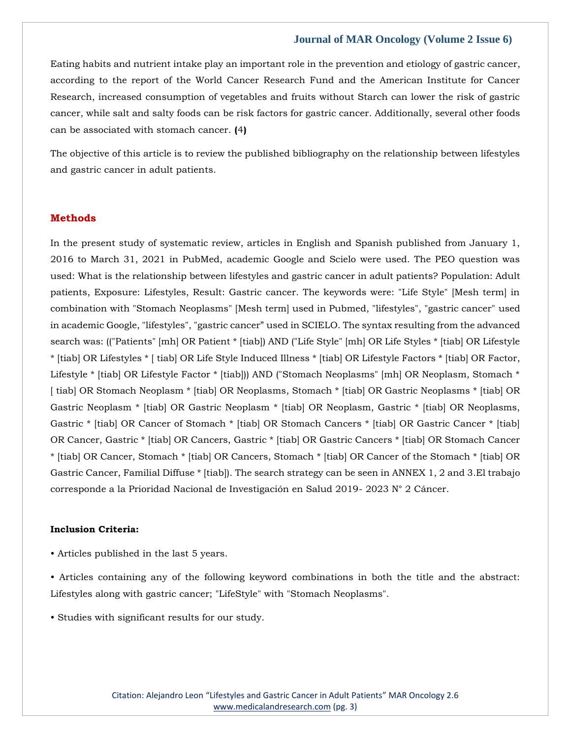Eating habits and nutrient intake play an important role in the prevention and etiology of gastric cancer, according to the report of the World Cancer Research Fund and the American Institute for Cancer Research, increased consumption of vegetables and fruits without Starch can lower the risk of gastric cancer, while salt and salty foods can be risk factors for gastric cancer. Additionally, several other foods can be associated with stomach cancer. (4)

The objective of this article is to review the published bibliography on the relationship between lifestyles and gastric cancer in adult patients.

## Methods

In the present study of systematic review, articles in English and Spanish published from January 1, 2016 to March 31, 2021 in PubMed, academic Google and Scielo were used. The PEO question was used: What is the relationship between lifestyles and gastric cancer in adult patients? Population: Adult patients, Exposure: Lifestyles, Result: Gastric cancer. The keywords were: "Life Style" [Mesh term] in combination with "Stomach Neoplasms" [Mesh term] used in Pubmed, "lifestyles", "gastric cancer" used in academic Google, "lifestyles", "gastric cancer" used in SCIELO. The syntax resulting from the advanced search was: (("Patients" [mh] OR Patient * [tiab]) AND ("Life Style" [mh] OR Life Styles * [tiab] OR Lifestyle * [tiab] OR Lifestyles * [ tiab] OR Life Style Induced Illness * [tiab] OR Lifestyle Factors * [tiab] OR Factor, Lifestyle * [tiab] OR Lifestyle Factor * [tiab])) AND ("Stomach Neoplasms" [mh] OR Neoplasm, Stomach * [ tiab] OR Stomach Neoplasm * [tiab] OR Neoplasms, Stomach * [tiab] OR Gastric Neoplasms * [tiab] OR Gastric Neoplasm * [tiab] OR Gastric Neoplasm * [tiab] OR Neoplasm, Gastric * [tiab] OR Neoplasms, Gastric * [tiab] OR Cancer of Stomach * [tiab] OR Stomach Cancers * [tiab] OR Gastric Cancer * [tiab] OR Cancer, Gastric * [tiab] OR Cancers, Gastric * [tiab] OR Gastric Cancers * [tiab] OR Stomach Cancer * [tiab] OR Cancer, Stomach * [tiab] OR Cancers, Stomach * [tiab] OR Cancer of the Stomach * [tiab] OR Gastric Cancer, Familial Diffuse * [tiab]). The search strategy can be seen in ANNEX 1, 2 and 3.El trabajo corresponde a la Prioridad Nacional de Investigación en Salud 2019- 2023 N° 2 Cáncer.

**Inclusion Criteria:**

- Articles published in the last 5 years.
- Articles containing any of the following keyword combinations in both the title and the abstract: Lifestyles along with gastric cancer; "LifeStyle" with "Stomach Neoplasms".
- Studies with significant results for our study.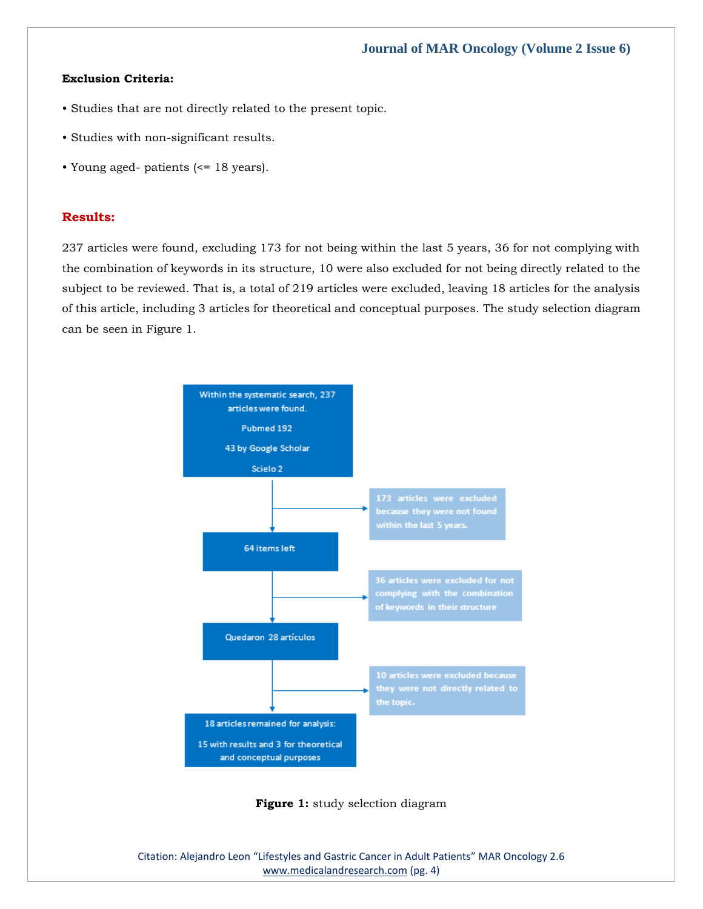**Exclusion Criteria:**

- Studies that are not directly related to the present topic.
- Studies with non-significant results.
- Young aged- patients (<= 18 years).

## Results:

237 articles were found, excluding 173 for not being within the last 5 years, 36 for not complying with the combination of keywords in its structure, 10 were also excluded for not being directly related to the subject to be reviewed. That is, a total of 219 articles were excluded, leaving 18 articles for the analysis of this article, including 3 articles for theoretical and conceptual purposes. The study selection diagram can be seen in Figure 1.

Within the systematic search, 237 articles were found.

Pubmed 192

43 by Google Scholar

Scielo 2

→ 173 articles were excluded because they were not found within the last 5 years.

64 items left

→ 36 articles were excluded for not complying with the combination of keywords in their structure

Quedaron 28 artículos

→ 10 articles were excluded because they were not directly related to the topic.

18 articles remained for analysis:

15 with results and 3 for theoretical and conceptual purposes

**Figure 1:** study selection diagram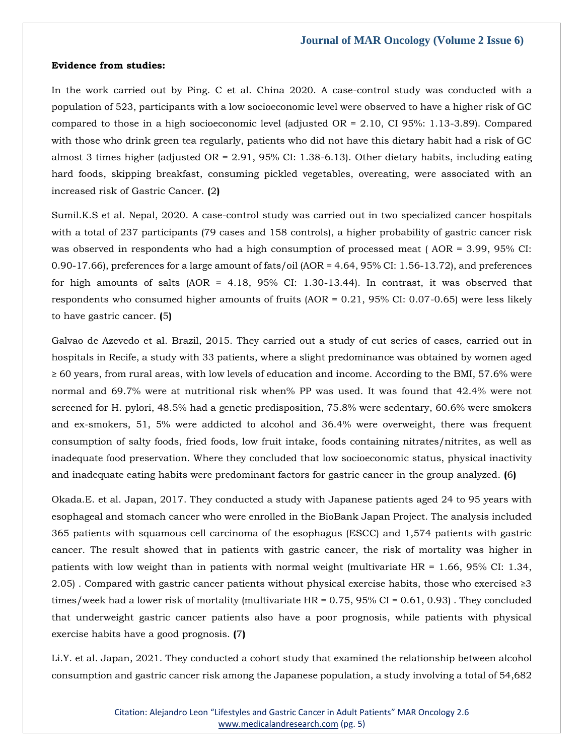**Evidence from studies:**

In the work carried out by Ping. C et al. China 2020. A case-control study was conducted with a population of 523, participants with a low socioeconomic level were observed to have a higher risk of GC compared to those in a high socioeconomic level (adjusted OR = 2.10, CI 95%: 1.13-3.89). Compared with those who drink green tea regularly, patients who did not have this dietary habit had a risk of GC almost 3 times higher (adjusted OR = 2.91, 95% CI: 1.38-6.13). Other dietary habits, including eating hard foods, skipping breakfast, consuming pickled vegetables, overeating, were associated with an increased risk of Gastric Cancer. **(**2**)**

Sumil.K.S et al. Nepal, 2020. A case-control study was carried out in two specialized cancer hospitals with a total of 237 participants (79 cases and 158 controls), a higher probability of gastric cancer risk was observed in respondents who had a high consumption of processed meat ( AOR = 3.99, 95% CI: 0.90-17.66), preferences for a large amount of fats/oil (AOR = 4.64, 95% CI: 1.56-13.72), and preferences for high amounts of salts (AOR = 4.18, 95% CI: 1.30-13.44). In contrast, it was observed that respondents who consumed higher amounts of fruits (AOR = 0.21, 95% CI: 0.07-0.65) were less likely to have gastric cancer. **(**5**)**

Galvao de Azevedo et al. Brazil, 2015. They carried out a study of cut series of cases, carried out in hospitals in Recife, a study with 33 patients, where a slight predominance was obtained by women aged ≥ 60 years, from rural areas, with low levels of education and income. According to the BMI, 57.6% were normal and 69.7% were at nutritional risk when% PP was used. It was found that 42.4% were not screened for H. pylori, 48.5% had a genetic predisposition, 75.8% were sedentary, 60.6% were smokers and ex-smokers, 51, 5% were addicted to alcohol and 36.4% were overweight, there was frequent consumption of salty foods, fried foods, low fruit intake, foods containing nitrates/nitrites, as well as inadequate food preservation. Where they concluded that low socioeconomic status, physical inactivity and inadequate eating habits were predominant factors for gastric cancer in the group analyzed. **(**6**)**

Okada.E. et al. Japan, 2017. They conducted a study with Japanese patients aged 24 to 95 years with esophageal and stomach cancer who were enrolled in the BioBank Japan Project. The analysis included 365 patients with squamous cell carcinoma of the esophagus (ESCC) and 1,574 patients with gastric cancer. The result showed that in patients with gastric cancer, the risk of mortality was higher in patients with low weight than in patients with normal weight (multivariate HR = 1.66, 95% CI: 1.34, 2.05) . Compared with gastric cancer patients without physical exercise habits, those who exercised ≥3 times/week had a lower risk of mortality (multivariate HR = 0.75, 95% CI = 0.61, 0.93) . They concluded that underweight gastric cancer patients also have a poor prognosis, while patients with physical exercise habits have a good prognosis. **(**7**)**

Li.Y. et al. Japan, 2021. They conducted a cohort study that examined the relationship between alcohol consumption and gastric cancer risk among the Japanese population, a study involving a total of 54,682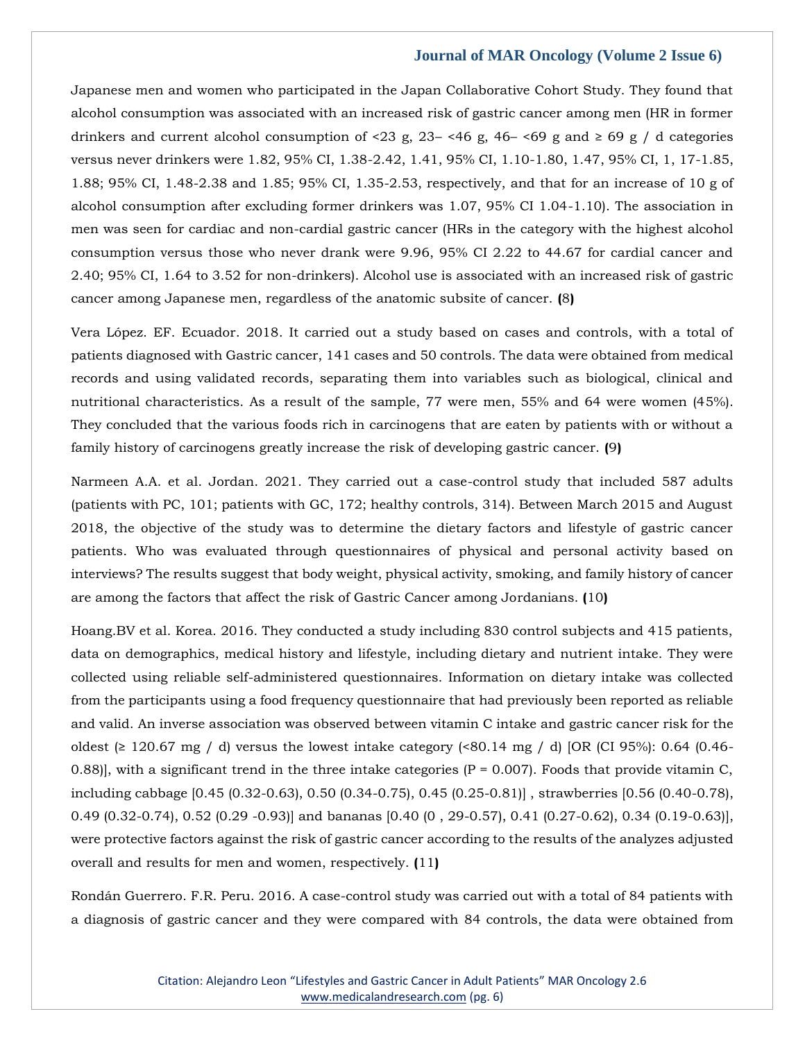Japanese men and women who participated in the Japan Collaborative Cohort Study. They found that alcohol consumption was associated with an increased risk of gastric cancer among men (HR in former drinkers and current alcohol consumption of <23 g, 23– <46 g, 46– <69 g and ≥ 69 g / d categories versus never drinkers were 1.82, 95% CI, 1.38-2.42, 1.41, 95% CI, 1.10-1.80, 1.47, 95% CI, 1, 17-1.85, 1.88; 95% CI, 1.48-2.38 and 1.85; 95% CI, 1.35-2.53, respectively, and that for an increase of 10 g of alcohol consumption after excluding former drinkers was 1.07, 95% CI 1.04-1.10). The association in men was seen for cardiac and non-cardial gastric cancer (HRs in the category with the highest alcohol consumption versus those who never drank were 9.96, 95% CI 2.22 to 44.67 for cardial cancer and 2.40; 95% CI, 1.64 to 3.52 for non-drinkers). Alcohol use is associated with an increased risk of gastric cancer among Japanese men, regardless of the anatomic subsite of cancer. **(**8**)**

Vera López. EF. Ecuador. 2018. It carried out a study based on cases and controls, with a total of patients diagnosed with Gastric cancer, 141 cases and 50 controls. The data were obtained from medical records and using validated records, separating them into variables such as biological, clinical and nutritional characteristics. As a result of the sample, 77 were men, 55% and 64 were women (45%). They concluded that the various foods rich in carcinogens that are eaten by patients with or without a family history of carcinogens greatly increase the risk of developing gastric cancer. **(**9**)**

Narmeen A.A. et al. Jordan. 2021. They carried out a case-control study that included 587 adults (patients with PC, 101; patients with GC, 172; healthy controls, 314). Between March 2015 and August 2018, the objective of the study was to determine the dietary factors and lifestyle of gastric cancer patients. Who was evaluated through questionnaires of physical and personal activity based on interviews? The results suggest that body weight, physical activity, smoking, and family history of cancer are among the factors that affect the risk of Gastric Cancer among Jordanians. **(**10**)**

Hoang.BV et al. Korea. 2016. They conducted a study including 830 control subjects and 415 patients, data on demographics, medical history and lifestyle, including dietary and nutrient intake. They were collected using reliable self-administered questionnaires. Information on dietary intake was collected from the participants using a food frequency questionnaire that had previously been reported as reliable and valid. An inverse association was observed between vitamin C intake and gastric cancer risk for the oldest (≥ 120.67 mg / d) versus the lowest intake category (<80.14 mg / d) [OR (CI 95%): 0.64 (0.46-0.88)], with a significant trend in the three intake categories (P = 0.007). Foods that provide vitamin C, including cabbage [0.45 (0.32-0.63), 0.50 (0.34-0.75), 0.45 (0.25-0.81)] , strawberries [0.56 (0.40-0.78), 0.49 (0.32-0.74), 0.52 (0.29 -0.93)] and bananas [0.40 (0 , 29-0.57), 0.41 (0.27-0.62), 0.34 (0.19-0.63)], were protective factors against the risk of gastric cancer according to the results of the analyzes adjusted overall and results for men and women, respectively. **(**11**)**

Rondán Guerrero. F.R. Peru. 2016. A case-control study was carried out with a total of 84 patients with a diagnosis of gastric cancer and they were compared with 84 controls, the data were obtained from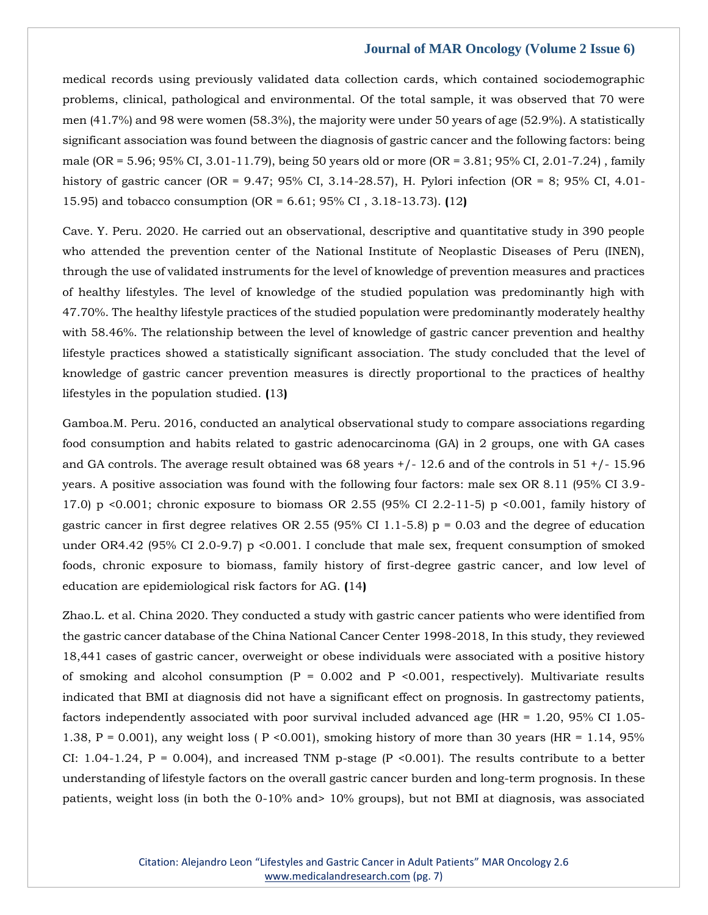medical records using previously validated data collection cards, which contained sociodemographic problems, clinical, pathological and environmental. Of the total sample, it was observed that 70 were men (41.7%) and 98 were women (58.3%), the majority were under 50 years of age (52.9%). A statistically significant association was found between the diagnosis of gastric cancer and the following factors: being male (OR = 5.96; 95% CI, 3.01-11.79), being 50 years old or more (OR = 3.81; 95% CI, 2.01-7.24) , family history of gastric cancer (OR = 9.47; 95% CI, 3.14-28.57), H. Pylori infection (OR = 8; 95% CI, 4.01-15.95) and tobacco consumption (OR = 6.61; 95% CI , 3.18-13.73). **(**12**)**

Cave. Y. Peru. 2020. He carried out an observational, descriptive and quantitative study in 390 people who attended the prevention center of the National Institute of Neoplastic Diseases of Peru (INEN), through the use of validated instruments for the level of knowledge of prevention measures and practices of healthy lifestyles. The level of knowledge of the studied population was predominantly high with 47.70%. The healthy lifestyle practices of the studied population were predominantly moderately healthy with 58.46%. The relationship between the level of knowledge of gastric cancer prevention and healthy lifestyle practices showed a statistically significant association. The study concluded that the level of knowledge of gastric cancer prevention measures is directly proportional to the practices of healthy lifestyles in the population studied. **(**13**)**

Gamboa.M. Peru. 2016, conducted an analytical observational study to compare associations regarding food consumption and habits related to gastric adenocarcinoma (GA) in 2 groups, one with GA cases and GA controls. The average result obtained was 68 years +/- 12.6 and of the controls in 51 +/- 15.96 years. A positive association was found with the following four factors: male sex OR 8.11 (95% CI 3.9-17.0) p <0.001; chronic exposure to biomass OR 2.55 (95% CI 2.2-11-5) p <0.001, family history of gastric cancer in first degree relatives OR 2.55 (95% CI 1.1-5.8) p = 0.03 and the degree of education under OR4.42 (95% CI 2.0-9.7) p <0.001. I conclude that male sex, frequent consumption of smoked foods, chronic exposure to biomass, family history of first-degree gastric cancer, and low level of education are epidemiological risk factors for AG. **(**14**)**

Zhao.L. et al. China 2020. They conducted a study with gastric cancer patients who were identified from the gastric cancer database of the China National Cancer Center 1998-2018, In this study, they reviewed 18,441 cases of gastric cancer, overweight or obese individuals were associated with a positive history of smoking and alcohol consumption (P = 0.002 and P <0.001, respectively). Multivariate results indicated that BMI at diagnosis did not have a significant effect on prognosis. In gastrectomy patients, factors independently associated with poor survival included advanced age (HR = 1.20, 95% CI 1.05-1.38, P = 0.001), any weight loss ( P <0.001), smoking history of more than 30 years (HR = 1.14, 95% CI: 1.04-1.24, P = 0.004), and increased TNM p-stage (P <0.001). The results contribute to a better understanding of lifestyle factors on the overall gastric cancer burden and long-term prognosis. In these patients, weight loss (in both the 0-10% and> 10% groups), but not BMI at diagnosis, was associated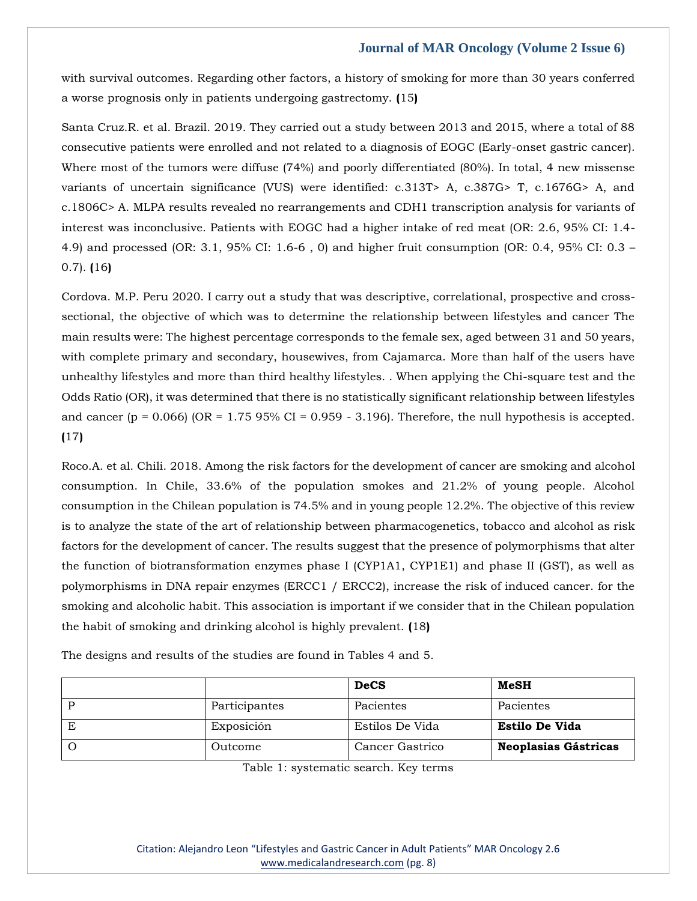with survival outcomes. Regarding other factors, a history of smoking for more than 30 years conferred a worse prognosis only in patients undergoing gastrectomy. **(**15**)**

Santa Cruz.R. et al. Brazil. 2019. They carried out a study between 2013 and 2015, where a total of 88 consecutive patients were enrolled and not related to a diagnosis of EOGC (Early-onset gastric cancer). Where most of the tumors were diffuse (74%) and poorly differentiated (80%). In total, 4 new missense variants of uncertain significance (VUS) were identified: c.313T> A, c.387G> T, c.1676G> A, and c.1806C> A. MLPA results revealed no rearrangements and CDH1 transcription analysis for variants of interest was inconclusive. Patients with EOGC had a higher intake of red meat (OR: 2.6, 95% CI: 1.4-4.9) and processed (OR: 3.1, 95% CI: 1.6-6 , 0) and higher fruit consumption (OR: 0.4, 95% CI: 0.3 – 0.7). **(**16**)**

Cordova. M.P. Peru 2020. I carry out a study that was descriptive, correlational, prospective and cross-sectional, the objective of which was to determine the relationship between lifestyles and cancer The main results were: The highest percentage corresponds to the female sex, aged between 31 and 50 years, with complete primary and secondary, housewives, from Cajamarca. More than half of the users have unhealthy lifestyles and more than third healthy lifestyles. . When applying the Chi-square test and the Odds Ratio (OR), it was determined that there is no statistically significant relationship between lifestyles and cancer (p = 0.066) (OR = 1.75 95% CI = 0.959 - 3.196). Therefore, the null hypothesis is accepted. **(**17**)**

Roco.A. et al. Chili. 2018. Among the risk factors for the development of cancer are smoking and alcohol consumption. In Chile, 33.6% of the population smokes and 21.2% of young people. Alcohol consumption in the Chilean population is 74.5% and in young people 12.2%. The objective of this review is to analyze the state of the art of relationship between pharmacogenetics, tobacco and alcohol as risk factors for the development of cancer. The results suggest that the presence of polymorphisms that alter the function of biotransformation enzymes phase I (CYP1A1, CYP1E1) and phase II (GST), as well as polymorphisms in DNA repair enzymes (ERCC1 / ERCC2), increase the risk of induced cancer. for the smoking and alcoholic habit. This association is important if we consider that in the Chilean population the habit of smoking and drinking alcohol is highly prevalent. **(**18**)**

The designs and results of the studies are found in Tables 4 and 5.

| | | **DeCS** | **MeSH** |
|---|---|---|---|
| P | Participantes | Pacientes | Pacientes |
| E | Exposición | Estilos De Vida | **Estilo De Vida** |
| O | Outcome | Cancer Gastrico | **Neoplasias Gástricas** |

Table 1: systematic search. Key terms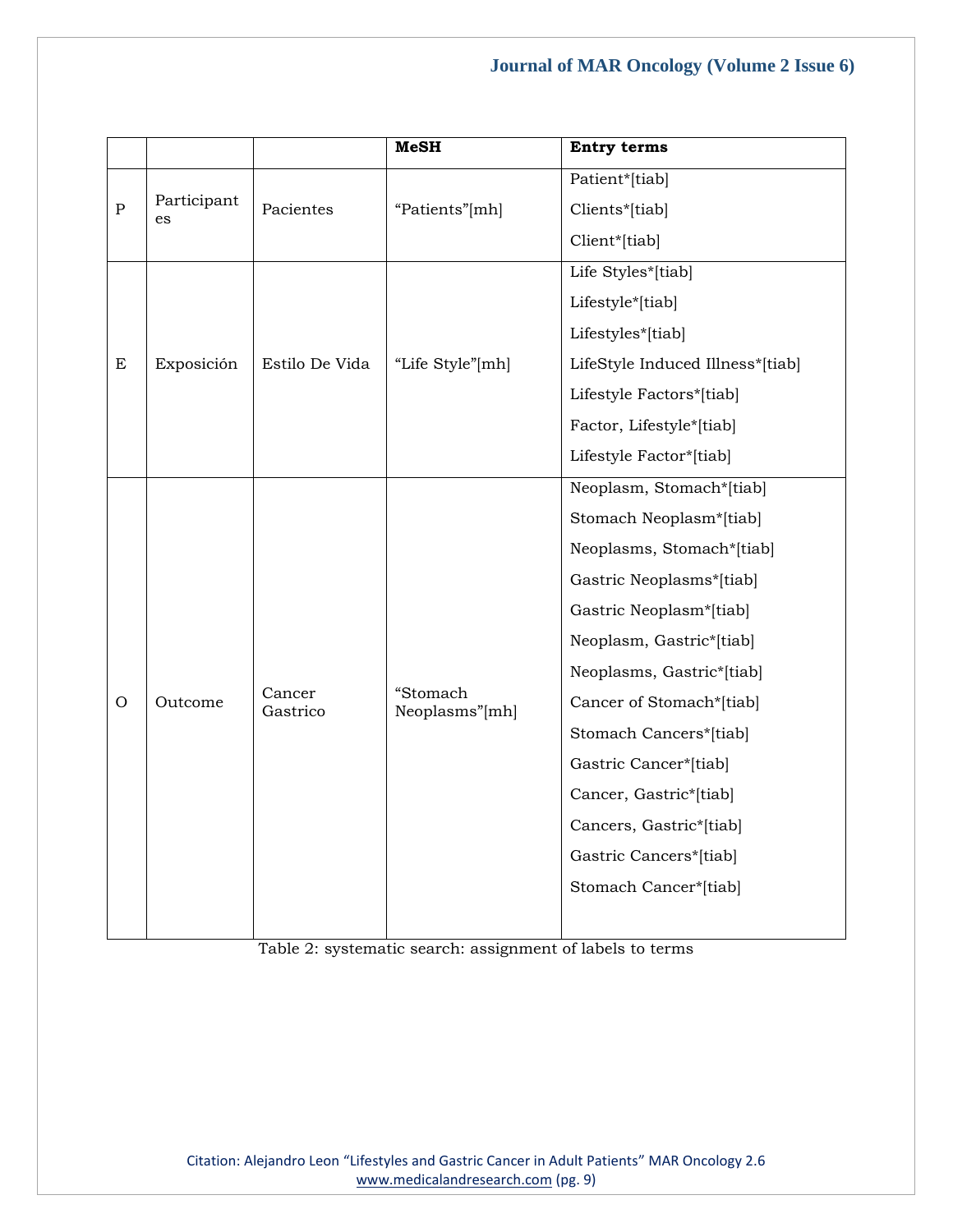| | | | MeSH | Entry terms |
|---|---|---|---|---|
| P | Participantes | Pacientes | “Patients”[mh] | Patient*[tiab]<br>Clients*[tiab]<br>Client*[tiab] |
| E | Exposición | Estilo De Vida | “Life Style”[mh] | Life Styles*[tiab]<br>Lifestyle*[tiab]<br>Lifestyles*[tiab]<br>LifeStyle Induced Illness*[tiab]<br>Lifestyle Factors*[tiab]<br>Factor, Lifestyle*[tiab]<br>Lifestyle Factor*[tiab] |
| O | Outcome | Cancer Gastrico | “Stomach Neoplasms”[mh] | Neoplasm, Stomach*[tiab]<br>Stomach Neoplasm*[tiab]<br>Neoplasms, Stomach*[tiab]<br>Gastric Neoplasms*[tiab]<br>Gastric Neoplasm*[tiab]<br>Neoplasm, Gastric*[tiab]<br>Neoplasms, Gastric*[tiab]<br>Cancer of Stomach*[tiab]<br>Stomach Cancers*[tiab]<br>Gastric Cancer*[tiab]<br>Cancer, Gastric*[tiab]<br>Cancers, Gastric*[tiab]<br>Gastric Cancers*[tiab]<br>Stomach Cancer*[tiab] |

Table 2: systematic search: assignment of labels to terms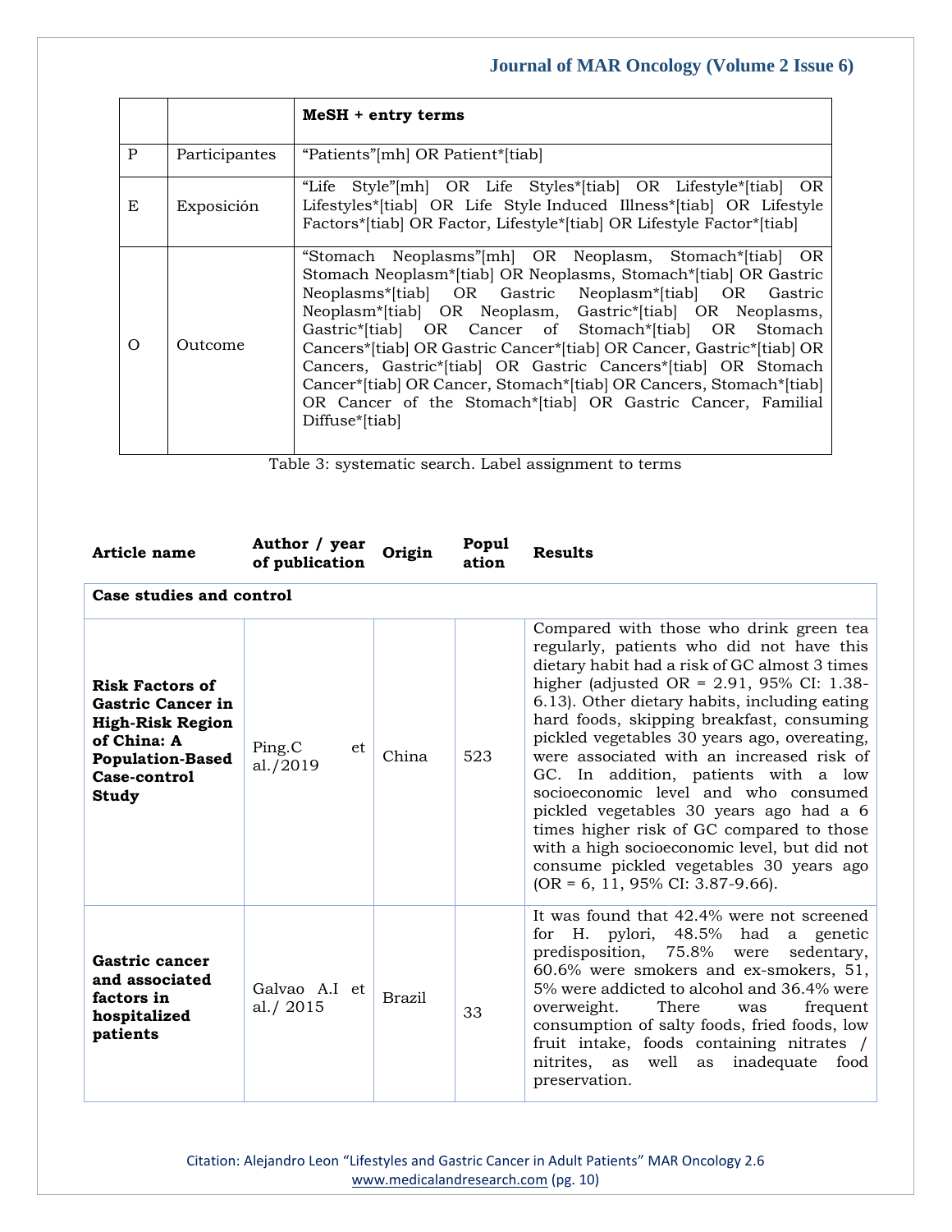| | | MeSH + entry terms |
|---|---|---|
| P | Participantes | "Patients"[mh] OR Patient*[tiab] |
| E | Exposición | "Life Style"[mh] OR Life Styles*[tiab] OR Lifestyle*[tiab] OR Lifestyles*[tiab] OR Life Style Induced Illness*[tiab] OR Lifestyle Factors*[tiab] OR Factor, Lifestyle*[tiab] OR Lifestyle Factor*[tiab] |
| O | Outcome | "Stomach Neoplasms"[mh] OR Neoplasm, Stomach*[tiab] OR Stomach Neoplasm*[tiab] OR Neoplasms, Stomach*[tiab] OR Gastric Neoplasms*[tiab] OR Gastric Neoplasm*[tiab] OR Gastric Neoplasm*[tiab] OR Neoplasm, Gastric*[tiab] OR Neoplasms, Gastric*[tiab] OR Cancer of Stomach*[tiab] OR Stomach Cancers*[tiab] OR Gastric Cancer*[tiab] OR Cancer, Gastric*[tiab] OR Cancers, Gastric*[tiab] OR Gastric Cancers*[tiab] OR Stomach Cancer*[tiab] OR Cancer, Stomach*[tiab] OR Cancers, Stomach*[tiab] OR Cancer of the Stomach*[tiab] OR Gastric Cancer, Familial Diffuse*[tiab] |

Table 3: systematic search. Label assignment to terms

| Article name | Author / year of publication | Origin | Population | Results |
|---|---|---|---|---|
| **Case studies and control** | | | | |
| **Risk Factors of Gastric Cancer in High-Risk Region of China: A Population-Based Case-control Study** | Ping.C et al./2019 | China | 523 | Compared with those who drink green tea regularly, patients who did not have this dietary habit had a risk of GC almost 3 times higher (adjusted OR = 2.91, 95% CI: 1.38-6.13). Other dietary habits, including eating hard foods, skipping breakfast, consuming pickled vegetables 30 years ago, overeating, were associated with an increased risk of GC. In addition, patients with a low socioeconomic level and who consumed pickled vegetables 30 years ago had a 6 times higher risk of GC compared to those with a high socioeconomic level, but did not consume pickled vegetables 30 years ago (OR = 6, 11, 95% CI: 3.87-9.66). |
| **Gastric cancer and associated factors in hospitalized patients** | Galvao A.I et al./ 2015 | Brazil | 33 | It was found that 42.4% were not screened for H. pylori, 48.5% had a genetic predisposition, 75.8% were sedentary, 60.6% were smokers and ex-smokers, 51, 5% were addicted to alcohol and 36.4% were overweight. There was frequent consumption of salty foods, fried foods, low fruit intake, foods containing nitrates / nitrites, as well as inadequate food preservation. |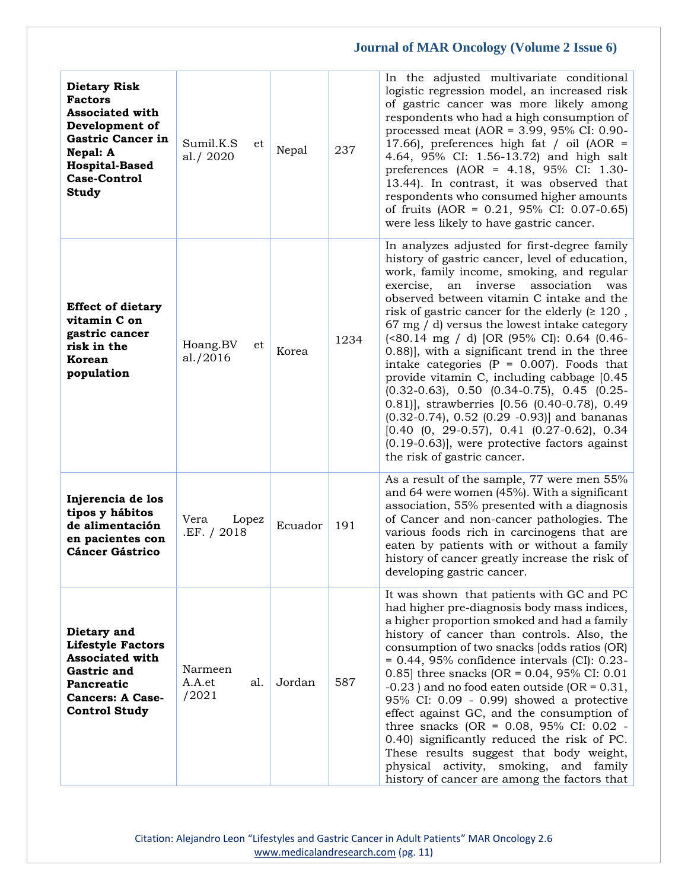| | | | | |
|---|---|---|---|---|
| **Dietary Risk Factors Associated with Development of Gastric Cancer in Nepal: A Hospital-Based Case-Control Study** | Sumil.K.S et al./ 2020 | Nepal | 237 | In the adjusted multivariate conditional logistic regression model, an increased risk of gastric cancer was more likely among respondents who had a high consumption of processed meat (AOR = 3.99, 95% CI: 0.90-17.66), preferences high fat / oil (AOR = 4.64, 95% CI: 1.56-13.72) and high salt preferences (AOR = 4.18, 95% CI: 1.30-13.44). In contrast, it was observed that respondents who consumed higher amounts of fruits (AOR = 0.21, 95% CI: 0.07-0.65) were less likely to have gastric cancer. |
| **Effect of dietary vitamin C on gastric cancer risk in the Korean population** | Hoang.BV et al./2016 | Korea | 1234 | In analyzes adjusted for first-degree family history of gastric cancer, level of education, work, family income, smoking, and regular exercise, an inverse association was observed between vitamin C intake and the risk of gastric cancer for the elderly (≥ 120 , 67 mg / d) versus the lowest intake category (<80.14 mg / d) [OR (95% CI): 0.64 (0.46-0.88)], with a significant trend in the three intake categories (P = 0.007). Foods that provide vitamin C, including cabbage [0.45 (0.32-0.63), 0.50 (0.34-0.75), 0.45 (0.25-0.81)], strawberries [0.56 (0.40-0.78), 0.49 (0.32-0.74), 0.52 (0.29 -0.93)] and bananas [0.40 (0, 29-0.57), 0.41 (0.27-0.62), 0.34 (0.19-0.63)], were protective factors against the risk of gastric cancer. |
| **Injerencia de los tipos y hábitos de alimentación en pacientes con Cáncer Gástrico** | Vera Lopez .EF. / 2018 | Ecuador | 191 | As a result of the sample, 77 were men 55% and 64 were women (45%). With a significant association, 55% presented with a diagnosis of Cancer and non-cancer pathologies. The various foods rich in carcinogens that are eaten by patients with or without a family history of cancer greatly increase the risk of developing gastric cancer. |
| **Dietary and Lifestyle Factors Associated with Gastric and Pancreatic Cancers: A Case-Control Study** | Narmeen A.A.et al. /2021 | Jordan | 587 | It was shown that patients with GC and PC had higher pre-diagnosis body mass indices, a higher proportion smoked and had a family history of cancer than controls. Also, the consumption of two snacks [odds ratios (OR) = 0.44, 95% confidence intervals (CI): 0.23-0.85] three snacks (OR = 0.04, 95% CI: 0.01 -0.23 ) and no food eaten outside (OR = 0.31, 95% CI: 0.09 - 0.99) showed a protective effect against GC, and the consumption of three snacks (OR = 0.08, 95% CI: 0.02 - 0.40) significantly reduced the risk of PC. These results suggest that body weight, physical activity, smoking, and family history of cancer are among the factors that |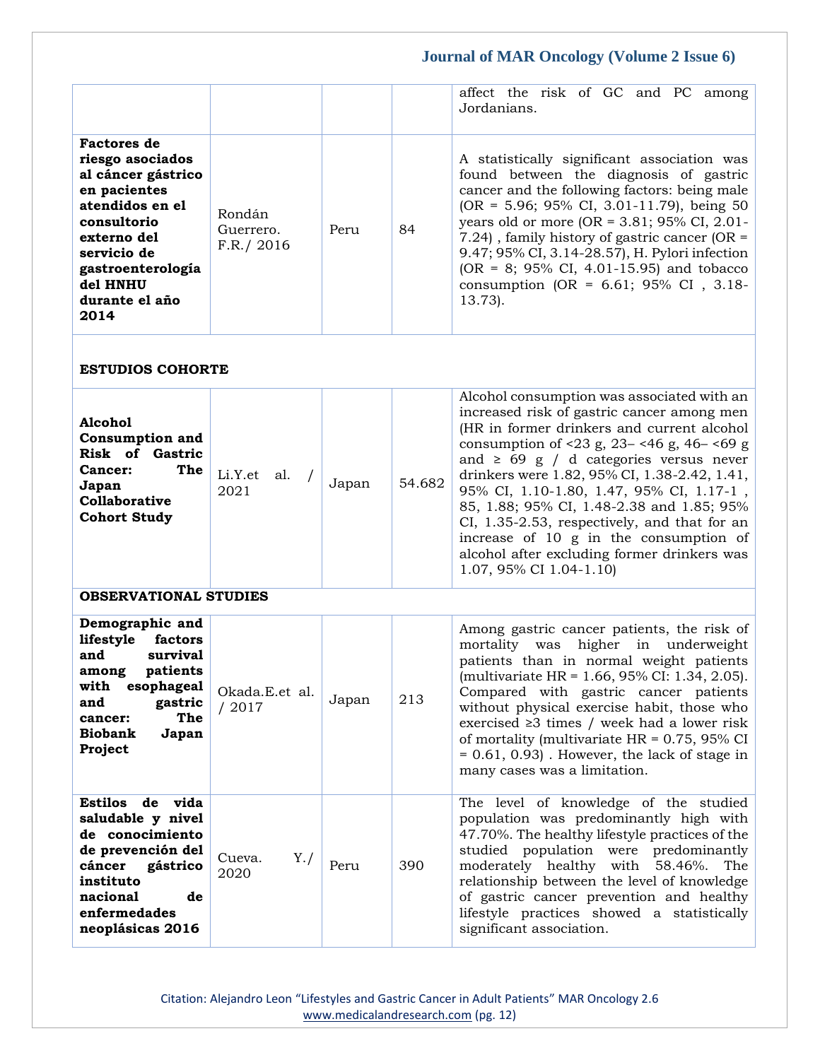| | | | | |
|---|---|---|---|---|
| | | | | affect the risk of GC and PC among Jordanians. |
| **Factores de riesgo asociados al cáncer gástrico en pacientes atendidos en el consultorio externo del servicio de gastroenterología del HNHU durante el año 2014** | Rondán Guerrero. F.R./ 2016 | Peru | 84 | A statistically significant association was found between the diagnosis of gastric cancer and the following factors: being male (OR = 5.96; 95% CI, 3.01-11.79), being 50 years old or more (OR = 3.81; 95% CI, 2.01-7.24) , family history of gastric cancer (OR = 9.47; 95% CI, 3.14-28.57), H. Pylori infection (OR = 8; 95% CI, 4.01-15.95) and tobacco consumption (OR = 6.61; 95% CI , 3.18-13.73). |
| **ESTUDIOS COHORTE** | | | | |
| **Alcohol Consumption and Risk of Gastric Cancer: The Japan Collaborative Cohort Study** | Li.Y.et al. / 2021 | Japan | 54.682 | Alcohol consumption was associated with an increased risk of gastric cancer among men (HR in former drinkers and current alcohol consumption of <23 g, 23– <46 g, 46– <69 g and ≥ 69 g / d categories versus never drinkers were 1.82, 95% CI, 1.38-2.42, 1.41, 95% CI, 1.10-1.80, 1.47, 95% CI, 1.17-1 , 85, 1.88; 95% CI, 1.48-2.38 and 1.85; 95% CI, 1.35-2.53, respectively, and that for an increase of 10 g in the consumption of alcohol after excluding former drinkers was 1.07, 95% CI 1.04-1.10) |
| **OBSERVATIONAL STUDIES** | | | | |
| **Demographic and lifestyle factors and survival among patients with esophageal and gastric cancer: The Biobank Japan Project** | Okada.E.et al. / 2017 | Japan | 213 | Among gastric cancer patients, the risk of mortality was higher in underweight patients than in normal weight patients (multivariate HR = 1.66, 95% CI: 1.34, 2.05). Compared with gastric cancer patients without physical exercise habit, those who exercised ≥3 times / week had a lower risk of mortality (multivariate HR = 0.75, 95% CI = 0.61, 0.93) . However, the lack of stage in many cases was a limitation. |
| **Estilos de vida saludable y nivel de conocimiento de prevención del cáncer gástrico instituto nacional de enfermedades neoplásicas 2016** | Cueva. Y./ 2020 | Peru | 390 | The level of knowledge of the studied population was predominantly high with 47.70%. The healthy lifestyle practices of the studied population were predominantly moderately healthy with 58.46%. The relationship between the level of knowledge of gastric cancer prevention and healthy lifestyle practices showed a statistically significant association. |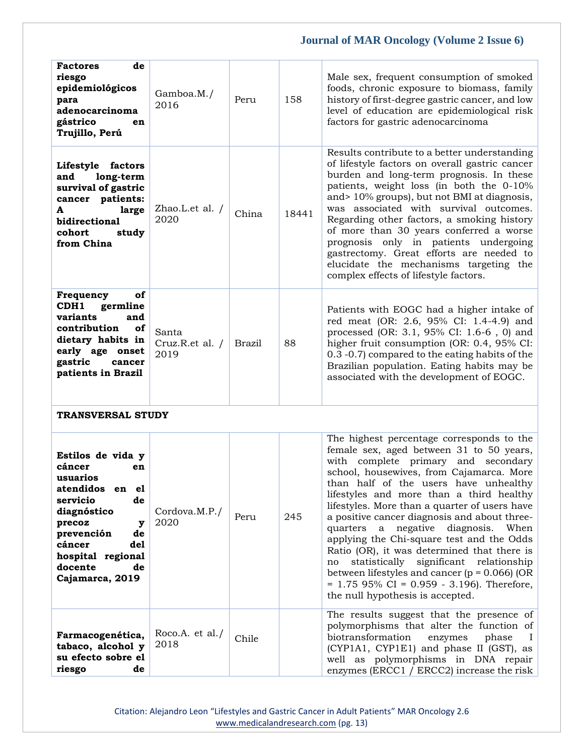| | | | | |
|---|---|---|---|---|
| **Factores de riesgo epidemiológicos para adenocarcinoma gástrico en Trujillo, Perú** | Gamboa.M./ 2016 | Peru | 158 | Male sex, frequent consumption of smoked foods, chronic exposure to biomass, family history of first-degree gastric cancer, and low level of education are epidemiological risk factors for gastric adenocarcinoma |
| **Lifestyle factors and long-term survival of gastric cancer patients: A large bidirectional cohort study from China** | Zhao.L.et al. / 2020 | China | 18441 | Results contribute to a better understanding of lifestyle factors on overall gastric cancer burden and long-term prognosis. In these patients, weight loss (in both the 0-10% and> 10% groups), but not BMI at diagnosis, was associated with survival outcomes. Regarding other factors, a smoking history of more than 30 years conferred a worse prognosis only in patients undergoing gastrectomy. Great efforts are needed to elucidate the mechanisms targeting the complex effects of lifestyle factors. |
| **Frequency of CDH1 germline variants and contribution of dietary habits in early age onset gastric cancer patients in Brazil** | Santa Cruz.R.et al. / 2019 | Brazil | 88 | Patients with EOGC had a higher intake of red meat (OR: 2.6, 95% CI: 1.4-4.9) and processed (OR: 3.1, 95% CI: 1.6-6 , 0) and higher fruit consumption (OR: 0.4, 95% CI: 0.3 -0.7) compared to the eating habits of the Brazilian population. Eating habits may be associated with the development of EOGC. |
| **TRANSVERSAL STUDY** | | | | |
| **Estilos de vida y cáncer en usuarios atendidos en el servicio de diagnóstico precoz y prevención de cáncer del hospital regional docente de Cajamarca, 2019** | Cordova.M.P./ 2020 | Peru | 245 | The highest percentage corresponds to the female sex, aged between 31 to 50 years, with complete primary and secondary school, housewives, from Cajamarca. More than half of the users have unhealthy lifestyles and more than a third healthy lifestyles. More than a quarter of users have a positive cancer diagnosis and about three-quarters a negative diagnosis. When applying the Chi-square test and the Odds Ratio (OR), it was determined that there is no statistically significant relationship between lifestyles and cancer (p = 0.066) (OR = 1.75 95% CI = 0.959 - 3.196). Therefore, the null hypothesis is accepted. |
| **Farmacogenética, tabaco, alcohol y su efecto sobre el riesgo de** | Roco.A. et al./ 2018 | Chile | | The results suggest that the presence of polymorphisms that alter the function of biotransformation enzymes phase I (CYP1A1, CYP1E1) and phase II (GST), as well as polymorphisms in DNA repair enzymes (ERCC1 / ERCC2) increase the risk |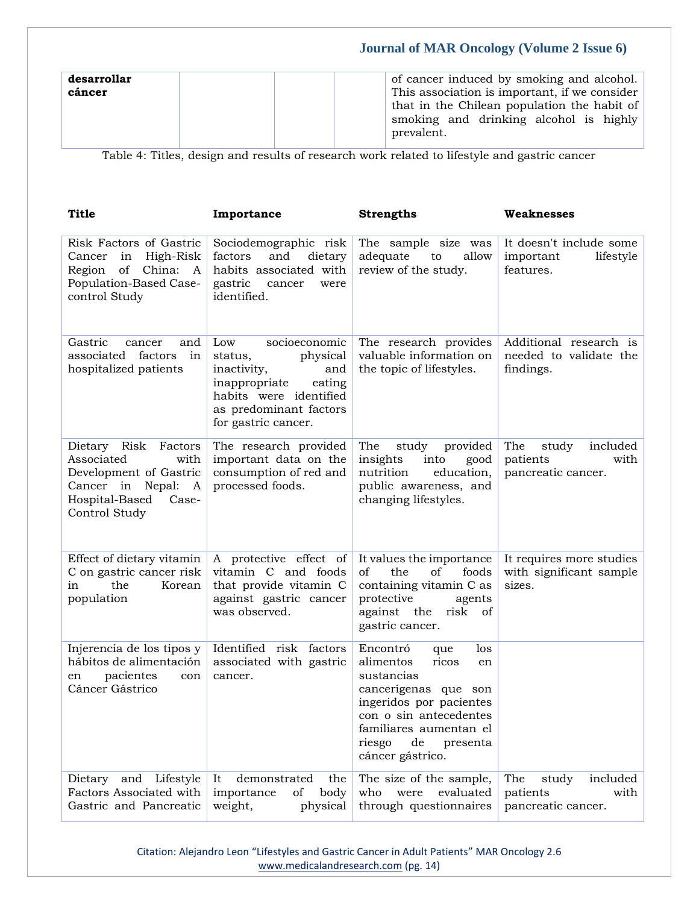| desarrollar cáncer | | | | of cancer induced by smoking and alcohol. This association is important, if we consider that in the Chilean population the habit of smoking and drinking alcohol is highly prevalent. |
|---|---|---|---|---|

Table 4: Titles, design and results of research work related to lifestyle and gastric cancer

| Title | Importance | Strengths | Weaknesses |
|---|---|---|---|
| Risk Factors of Gastric Cancer in High-Risk Region of China: A Population-Based Case-control Study | Sociodemographic risk factors and dietary habits associated with gastric cancer were identified. | The sample size was adequate to allow review of the study. | It doesn't include some important lifestyle features. |
| Gastric cancer and associated factors in hospitalized patients | Low socioeconomic status, physical inactivity, and inappropriate eating habits were identified as predominant factors for gastric cancer. | The research provides valuable information on the topic of lifestyles. | Additional research is needed to validate the findings. |
| Dietary Risk Factors Associated with Development of Gastric Cancer in Nepal: A Hospital-Based Case-Control Study | The research provided important data on the consumption of red and processed foods. | The study provided insights into good nutrition education, public awareness, and changing lifestyles. | The study included patients with pancreatic cancer. |
| Effect of dietary vitamin C on gastric cancer risk in the Korean population | A protective effect of vitamin C and foods that provide vitamin C against gastric cancer was observed. | It values the importance of the of foods containing vitamin C as protective agents against the risk of gastric cancer. | It requires more studies with significant sample sizes. |
| Injerencia de los tipos y hábitos de alimentación en pacientes con Cáncer Gástrico | Identified risk factors associated with gastric cancer. | Encontró que los alimentos ricos en sustancias cancerígenas que son ingeridos por pacientes con o sin antecedentes familiares aumentan el riesgo de presenta cáncer gástrico. | |
| Dietary and Lifestyle Factors Associated with Gastric and Pancreatic | It demonstrated the importance of body weight, physical | The size of the sample, who were evaluated through questionnaires | The study included patients with pancreatic cancer. |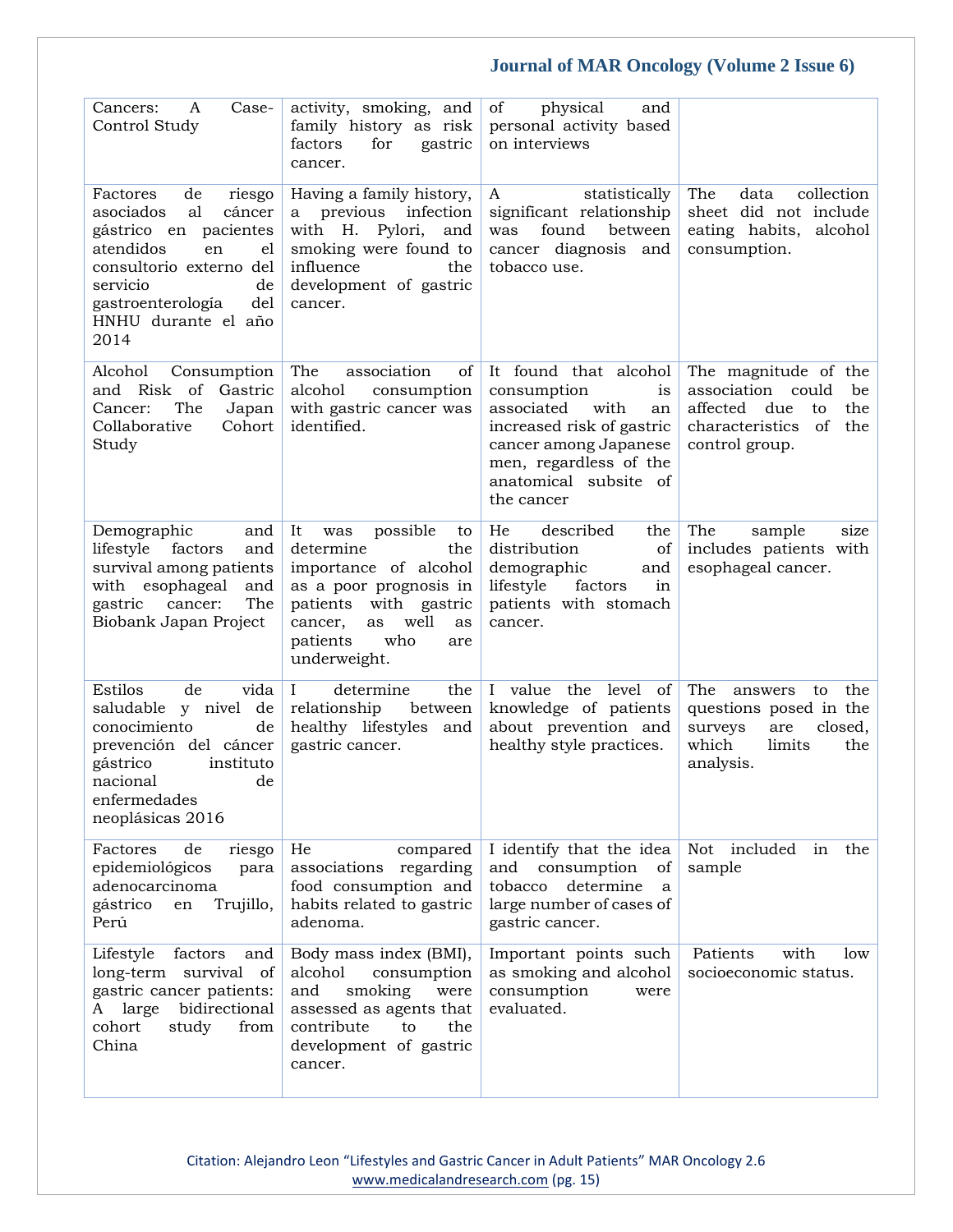| | | | |
|---|---|---|---|
| Cancers: A Case-Control Study | activity, smoking, and family history as risk factors for gastric cancer. | of physical and personal activity based on interviews | |
| Factores de riesgo asociados al cáncer gástrico en pacientes atendidos en el consultorio externo del servicio de gastroenterología del HNHU durante el año 2014 | Having a family history, a previous infection with H. Pylori, and smoking were found to influence the development of gastric cancer. | A statistically significant relationship was found between cancer diagnosis and tobacco use. | The data collection sheet did not include eating habits, alcohol consumption. |
| Alcohol Consumption and Risk of Gastric Cancer: The Japan Collaborative Cohort Study | The association of alcohol consumption with gastric cancer was identified. | It found that alcohol consumption is associated with an increased risk of gastric cancer among Japanese men, regardless of the anatomical subsite of the cancer | The magnitude of the association could be affected due to the characteristics of the control group. |
| Demographic and lifestyle factors and survival among patients with esophageal and gastric cancer: The Biobank Japan Project | It was possible to determine the importance of alcohol as a poor prognosis in patients with gastric cancer, as well as patients who are underweight. | He described the distribution of demographic and lifestyle factors in patients with stomach cancer. | The sample size includes patients with esophageal cancer. |
| Estilos de vida saludable y nivel de conocimiento de prevención del cáncer gástrico instituto nacional de enfermedades neoplásicas 2016 | I determine the relationship between healthy lifestyles and gastric cancer. | I value the level of knowledge of patients about prevention and healthy style practices. | The answers to the questions posed in the surveys are closed, which limits the analysis. |
| Factores de riesgo epidemiológicos para adenocarcinoma gástrico en Trujillo, Perú | He compared associations regarding food consumption and habits related to gastric adenoma. | I identify that the idea and consumption of tobacco determine a large number of cases of gastric cancer. | Not included in the sample |
| Lifestyle factors and long-term survival of gastric cancer patients: A large bidirectional cohort study from China | Body mass index (BMI), alcohol consumption and smoking were assessed as agents that contribute to the development of gastric cancer. | Important points such as smoking and alcohol consumption were evaluated. | Patients with low socioeconomic status. |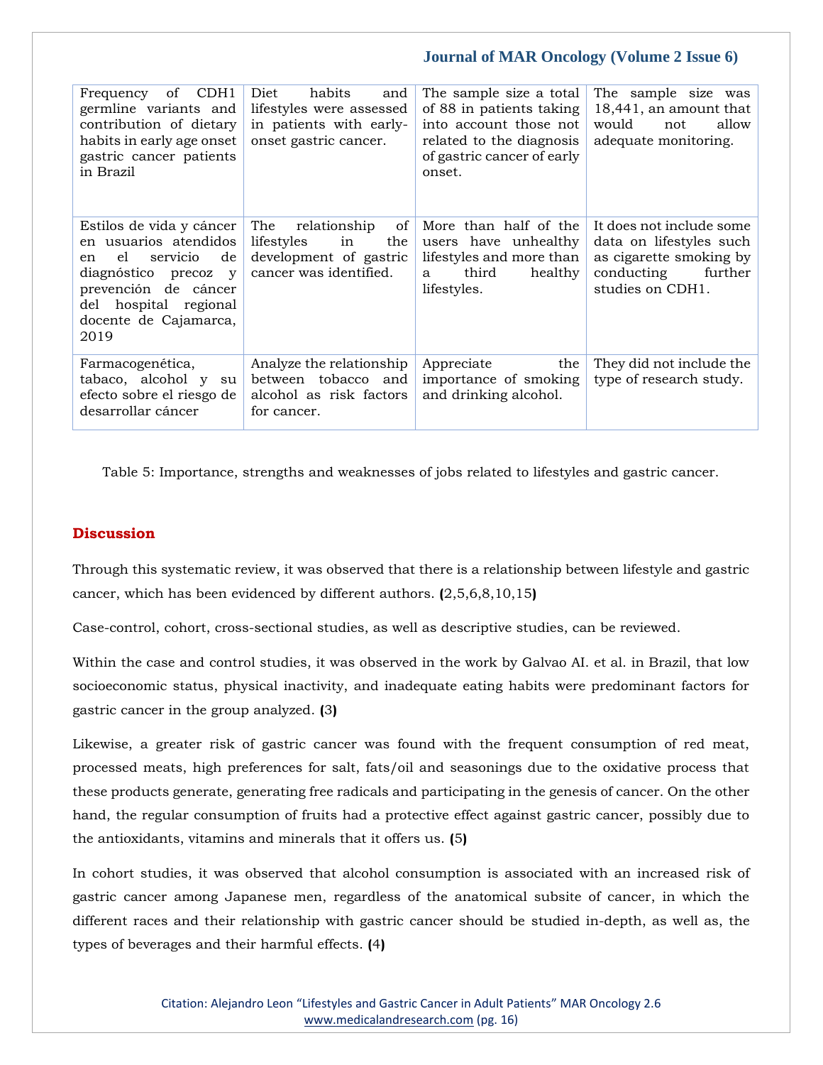| Frequency of CDH1 germline variants and contribution of dietary habits in early age onset gastric cancer patients in Brazil | Diet habits and lifestyles were assessed in patients with early-onset gastric cancer. | The sample size a total of 88 in patients taking into account those not related to the diagnosis of gastric cancer of early onset. | The sample size was 18,441, an amount that would not allow adequate monitoring. |
|---|---|---|---|
| Estilos de vida y cáncer en usuarios atendidos en el servicio de diagnóstico precoz y prevención de cáncer del hospital regional docente de Cajamarca, 2019 | The relationship of lifestyles in the development of gastric cancer was identified. | More than half of the users have unhealthy lifestyles and more than a third healthy lifestyles. | It does not include some data on lifestyles such as cigarette smoking by conducting further studies on CDH1. |
| Farmacogenética, tabaco, alcohol y su efecto sobre el riesgo de desarrollar cáncer | Analyze the relationship between tobacco and alcohol as risk factors for cancer. | Appreciate the importance of smoking and drinking alcohol. | They did not include the type of research study. |

Table 5: Importance, strengths and weaknesses of jobs related to lifestyles and gastric cancer.

## Discussion

Through this systematic review, it was observed that there is a relationship between lifestyle and gastric cancer, which has been evidenced by different authors. (2,5,6,8,10,15)

Case-control, cohort, cross-sectional studies, as well as descriptive studies, can be reviewed.

Within the case and control studies, it was observed in the work by Galvao AI. et al. in Brazil, that low socioeconomic status, physical inactivity, and inadequate eating habits were predominant factors for gastric cancer in the group analyzed. (3)

Likewise, a greater risk of gastric cancer was found with the frequent consumption of red meat, processed meats, high preferences for salt, fats/oil and seasonings due to the oxidative process that these products generate, generating free radicals and participating in the genesis of cancer. On the other hand, the regular consumption of fruits had a protective effect against gastric cancer, possibly due to the antioxidants, vitamins and minerals that it offers us. (5)

In cohort studies, it was observed that alcohol consumption is associated with an increased risk of gastric cancer among Japanese men, regardless of the anatomical subsite of cancer, in which the different races and their relationship with gastric cancer should be studied in-depth, as well as, the types of beverages and their harmful effects. (4)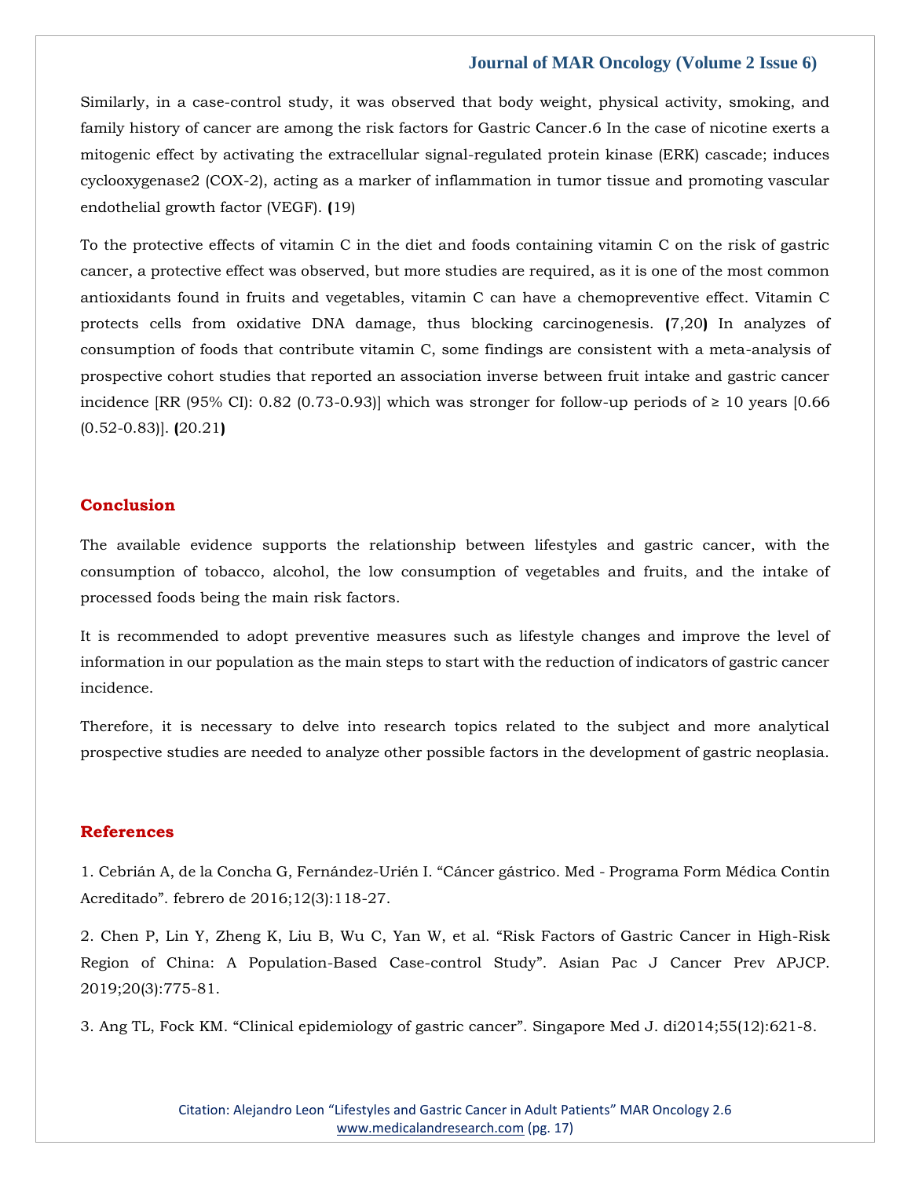Similarly, in a case-control study, it was observed that body weight, physical activity, smoking, and family history of cancer are among the risk factors for Gastric Cancer.6 In the case of nicotine exerts a mitogenic effect by activating the extracellular signal-regulated protein kinase (ERK) cascade; induces cyclooxygenase2 (COX-2), acting as a marker of inflammation in tumor tissue and promoting vascular endothelial growth factor (VEGF). **(**19)

To the protective effects of vitamin C in the diet and foods containing vitamin C on the risk of gastric cancer, a protective effect was observed, but more studies are required, as it is one of the most common antioxidants found in fruits and vegetables, vitamin C can have a chemopreventive effect. Vitamin C protects cells from oxidative DNA damage, thus blocking carcinogenesis. **(**7,20**)** In analyzes of consumption of foods that contribute vitamin C, some findings are consistent with a meta-analysis of prospective cohort studies that reported an association inverse between fruit intake and gastric cancer incidence [RR (95% CI): 0.82 (0.73-0.93)] which was stronger for follow-up periods of ≥ 10 years [0.66 (0.52-0.83)]. **(**20.21**)**

## Conclusion

The available evidence supports the relationship between lifestyles and gastric cancer, with the consumption of tobacco, alcohol, the low consumption of vegetables and fruits, and the intake of processed foods being the main risk factors.

It is recommended to adopt preventive measures such as lifestyle changes and improve the level of information in our population as the main steps to start with the reduction of indicators of gastric cancer incidence.

Therefore, it is necessary to delve into research topics related to the subject and more analytical prospective studies are needed to analyze other possible factors in the development of gastric neoplasia.

## References

1. Cebrián A, de la Concha G, Fernández-Urién I. “Cáncer gástrico. Med - Programa Form Médica Contin Acreditado”. febrero de 2016;12(3):118-27.

2. Chen P, Lin Y, Zheng K, Liu B, Wu C, Yan W, et al. “Risk Factors of Gastric Cancer in High-Risk Region of China: A Population-Based Case-control Study”. Asian Pac J Cancer Prev APJCP. 2019;20(3):775-81.

3. Ang TL, Fock KM. “Clinical epidemiology of gastric cancer”. Singapore Med J. di2014;55(12):621-8.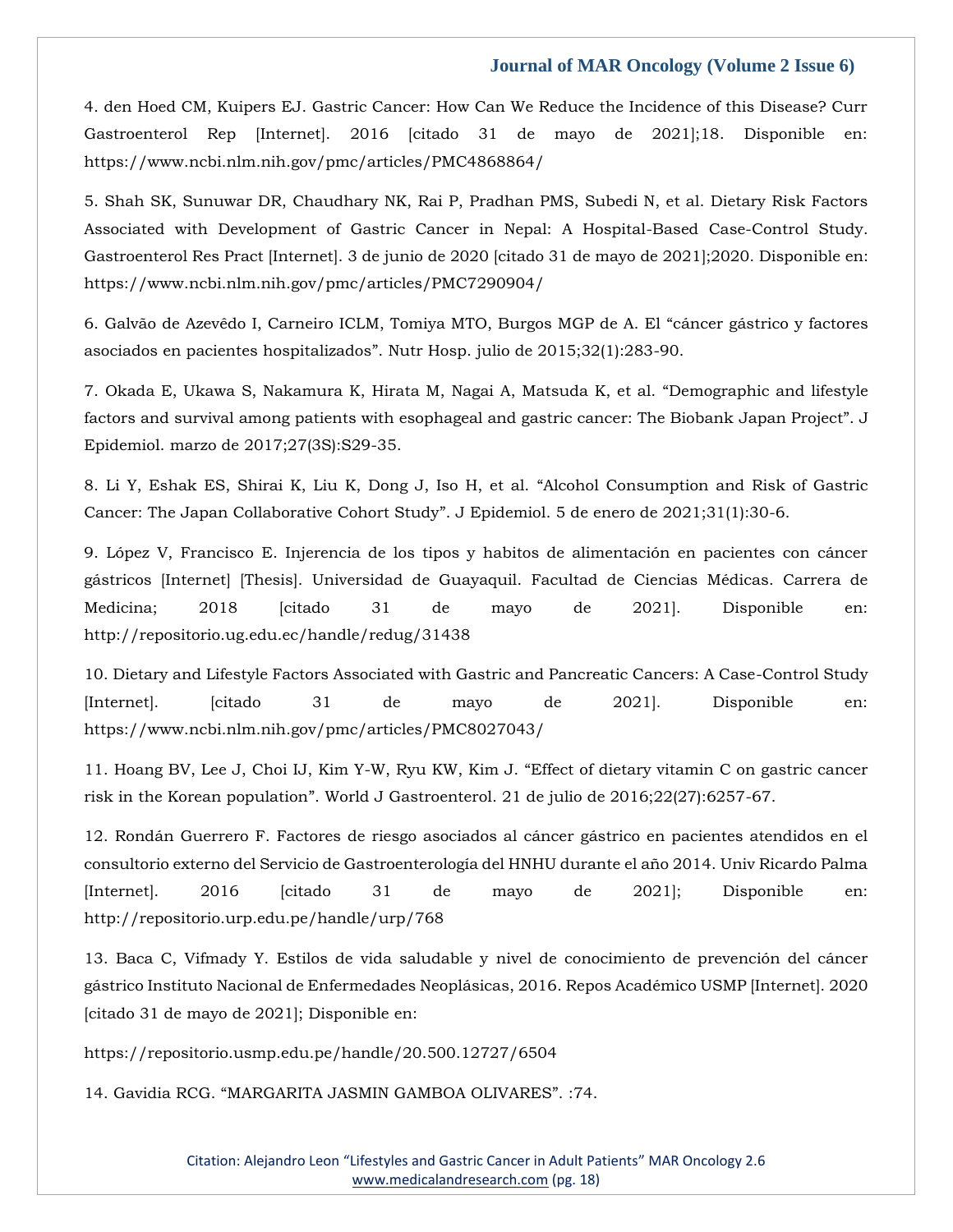4. den Hoed CM, Kuipers EJ. Gastric Cancer: How Can We Reduce the Incidence of this Disease? Curr Gastroenterol Rep [Internet]. 2016 [citado 31 de mayo de 2021];18. Disponible en: https://www.ncbi.nlm.nih.gov/pmc/articles/PMC4868864/

5. Shah SK, Sunuwar DR, Chaudhary NK, Rai P, Pradhan PMS, Subedi N, et al. Dietary Risk Factors Associated with Development of Gastric Cancer in Nepal: A Hospital-Based Case-Control Study. Gastroenterol Res Pract [Internet]. 3 de junio de 2020 [citado 31 de mayo de 2021];2020. Disponible en: https://www.ncbi.nlm.nih.gov/pmc/articles/PMC7290904/

6. Galvão de Azevêdo I, Carneiro ICLM, Tomiya MTO, Burgos MGP de A. El "cáncer gástrico y factores asociados en pacientes hospitalizados". Nutr Hosp. julio de 2015;32(1):283-90.

7. Okada E, Ukawa S, Nakamura K, Hirata M, Nagai A, Matsuda K, et al. "Demographic and lifestyle factors and survival among patients with esophageal and gastric cancer: The Biobank Japan Project". J Epidemiol. marzo de 2017;27(3S):S29-35.

8. Li Y, Eshak ES, Shirai K, Liu K, Dong J, Iso H, et al. "Alcohol Consumption and Risk of Gastric Cancer: The Japan Collaborative Cohort Study". J Epidemiol. 5 de enero de 2021;31(1):30-6.

9. López V, Francisco E. Injerencia de los tipos y habitos de alimentación en pacientes con cáncer gástricos [Internet] [Thesis]. Universidad de Guayaquil. Facultad de Ciencias Médicas. Carrera de Medicina; 2018 [citado 31 de mayo de 2021]. Disponible en: http://repositorio.ug.edu.ec/handle/redug/31438

10. Dietary and Lifestyle Factors Associated with Gastric and Pancreatic Cancers: A Case-Control Study [Internet]. [citado 31 de mayo de 2021]. Disponible en: https://www.ncbi.nlm.nih.gov/pmc/articles/PMC8027043/

11. Hoang BV, Lee J, Choi IJ, Kim Y-W, Ryu KW, Kim J. "Effect of dietary vitamin C on gastric cancer risk in the Korean population". World J Gastroenterol. 21 de julio de 2016;22(27):6257-67.

12. Rondán Guerrero F. Factores de riesgo asociados al cáncer gástrico en pacientes atendidos en el consultorio externo del Servicio de Gastroenterología del HNHU durante el año 2014. Univ Ricardo Palma [Internet]. 2016 [citado 31 de mayo de 2021]; Disponible en: http://repositorio.urp.edu.pe/handle/urp/768

13. Baca C, Vifmady Y. Estilos de vida saludable y nivel de conocimiento de prevención del cáncer gástrico Instituto Nacional de Enfermedades Neoplásicas, 2016. Repos Académico USMP [Internet]. 2020 [citado 31 de mayo de 2021]; Disponible en:

https://repositorio.usmp.edu.pe/handle/20.500.12727/6504

14. Gavidia RCG. "MARGARITA JASMIN GAMBOA OLIVARES". :74.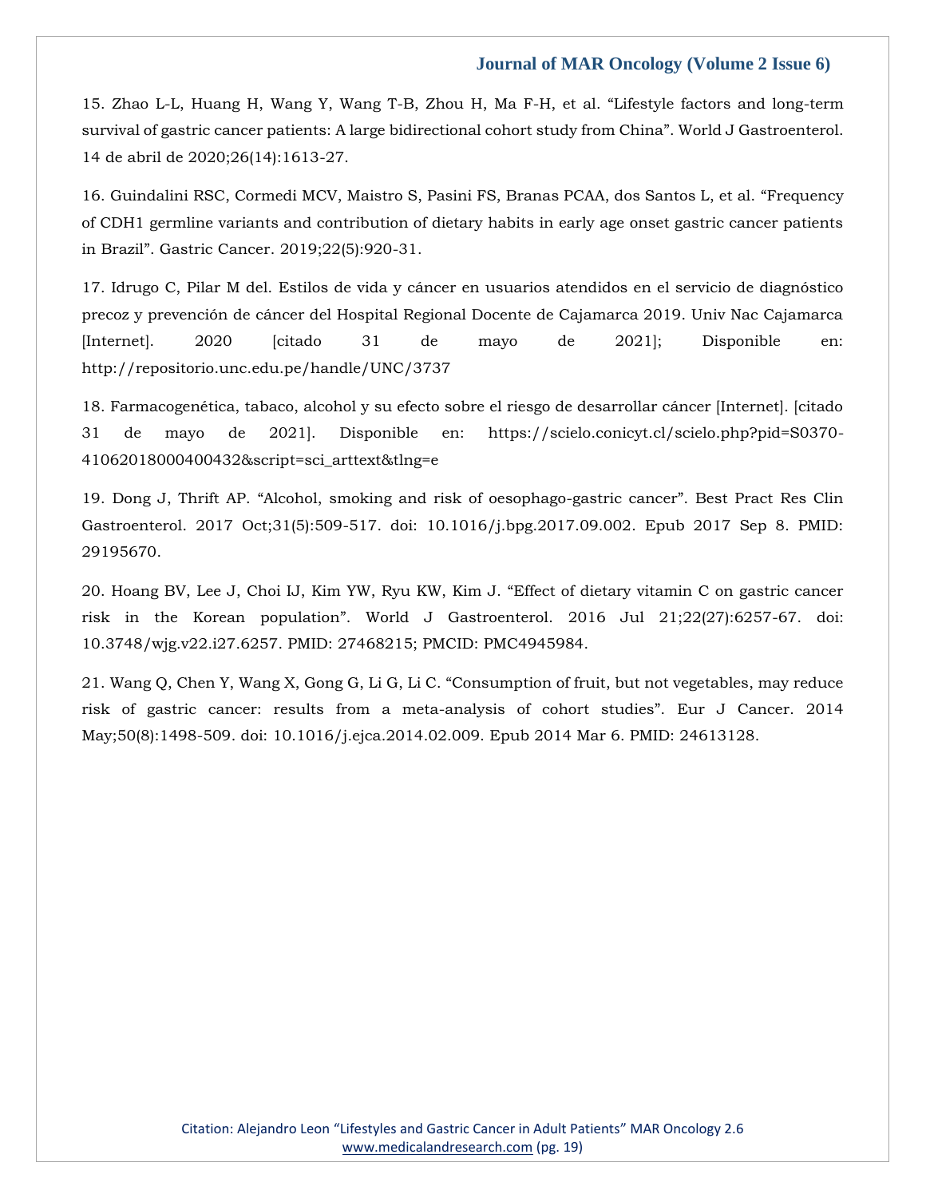15. Zhao L-L, Huang H, Wang Y, Wang T-B, Zhou H, Ma F-H, et al. "Lifestyle factors and long-term survival of gastric cancer patients: A large bidirectional cohort study from China". World J Gastroenterol. 14 de abril de 2020;26(14):1613-27.

16. Guindalini RSC, Cormedi MCV, Maistro S, Pasini FS, Branas PCAA, dos Santos L, et al. "Frequency of CDH1 germline variants and contribution of dietary habits in early age onset gastric cancer patients in Brazil". Gastric Cancer. 2019;22(5):920-31.

17. Idrugo C, Pilar M del. Estilos de vida y cáncer en usuarios atendidos en el servicio de diagnóstico precoz y prevención de cáncer del Hospital Regional Docente de Cajamarca 2019. Univ Nac Cajamarca [Internet]. 2020 [citado 31 de mayo de 2021]; Disponible en: http://repositorio.unc.edu.pe/handle/UNC/3737

18. Farmacogenética, tabaco, alcohol y su efecto sobre el riesgo de desarrollar cáncer [Internet]. [citado 31 de mayo de 2021]. Disponible en: https://scielo.conicyt.cl/scielo.php?pid=S0370-41062018000400432&script=sci_arttext&tlng=e

19. Dong J, Thrift AP. "Alcohol, smoking and risk of oesophago-gastric cancer". Best Pract Res Clin Gastroenterol. 2017 Oct;31(5):509-517. doi: 10.1016/j.bpg.2017.09.002. Epub 2017 Sep 8. PMID: 29195670.

20. Hoang BV, Lee J, Choi IJ, Kim YW, Ryu KW, Kim J. "Effect of dietary vitamin C on gastric cancer risk in the Korean population". World J Gastroenterol. 2016 Jul 21;22(27):6257-67. doi: 10.3748/wjg.v22.i27.6257. PMID: 27468215; PMCID: PMC4945984.

21. Wang Q, Chen Y, Wang X, Gong G, Li G, Li C. "Consumption of fruit, but not vegetables, may reduce risk of gastric cancer: results from a meta-analysis of cohort studies". Eur J Cancer. 2014 May;50(8):1498-509. doi: 10.1016/j.ejca.2014.02.009. Epub 2014 Mar 6. PMID: 24613128.